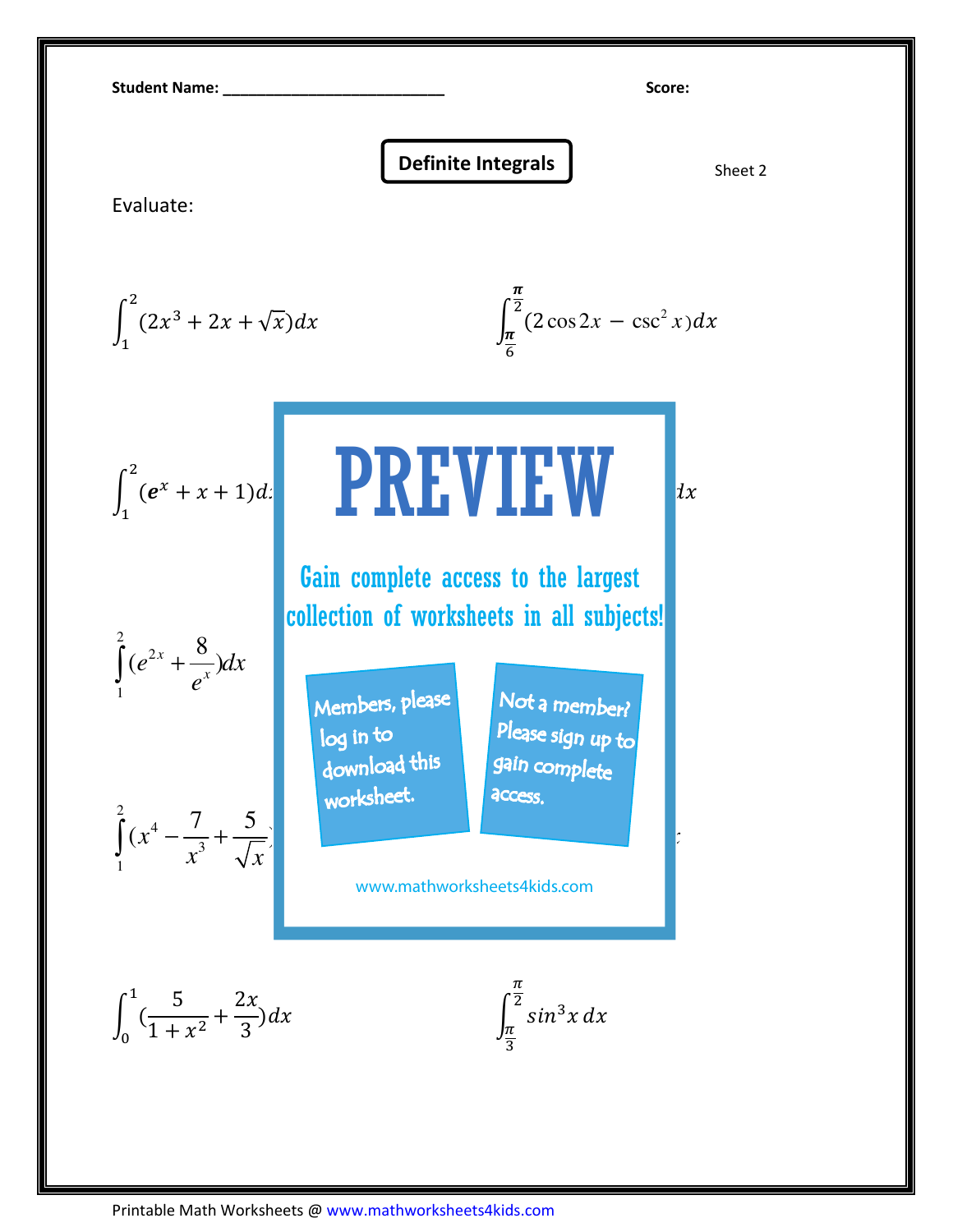Student Name: ___________________________ Score:

# Definite Integrals

Sheet 2

Evaluate:

$$\int_1^2 (2x^3 + 2x + \sqrt{x})dx$$

$$\int_{\frac{\pi}{6}}^{\frac{\pi}{2}} (2\cos 2x - \csc^2 x)dx$$

$$\int_1^2 (e^x + x + 1)dx$$

$$\int_1^2 (e^{2x} + \frac{8}{e^x})dx$$

$$\int_1^2 (x^4 - \frac{7}{x^3} + \frac{5}{\sqrt{x}})$$

PREVIEW

Gain complete access to the largest collection of worksheets in all subjects!

Members, please log in to download this worksheet.

Not a member? Please sign up to gain complete access.

www.mathworksheets4kids.com

$$\int_0^1 (\frac{5}{1+x^2} + \frac{2x}{3})dx$$

$$\int_{\frac{\pi}{3}}^{\frac{\pi}{2}} sin^3 x \, dx$$

Printable Math Worksheets @ www.mathworksheets4kids.com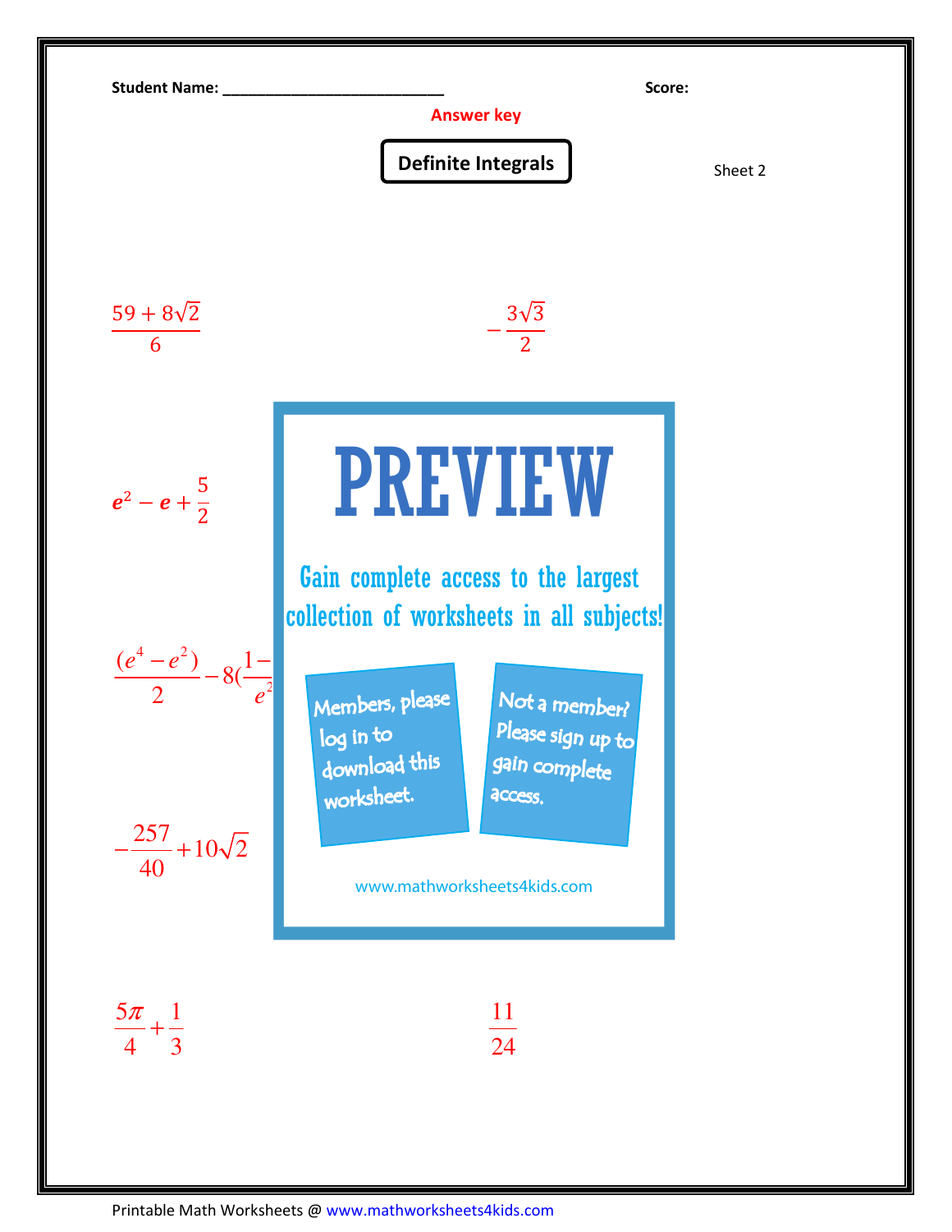Student Name: ___________________________ Score:

**Answer key**

# Definite Integrals

Sheet 2

$\frac{59+8\sqrt{2}}{6}$

$-\frac{3\sqrt{3}}{2}$

$e^2 - e + \frac{5}{2}$

$\frac{(e^4-e^2)}{2} - 8(\frac{1-}{e^2}$

**PREVIEW**

Gain complete access to the largest collection of worksheets in all subjects!

Members, please log in to download this worksheet.

Not a member? Please sign up to gain complete access.

www.mathworksheets4kids.com

$-\frac{257}{40} + 10\sqrt{2}$

$\frac{5\pi}{4} + \frac{1}{3}$

$\frac{11}{24}$